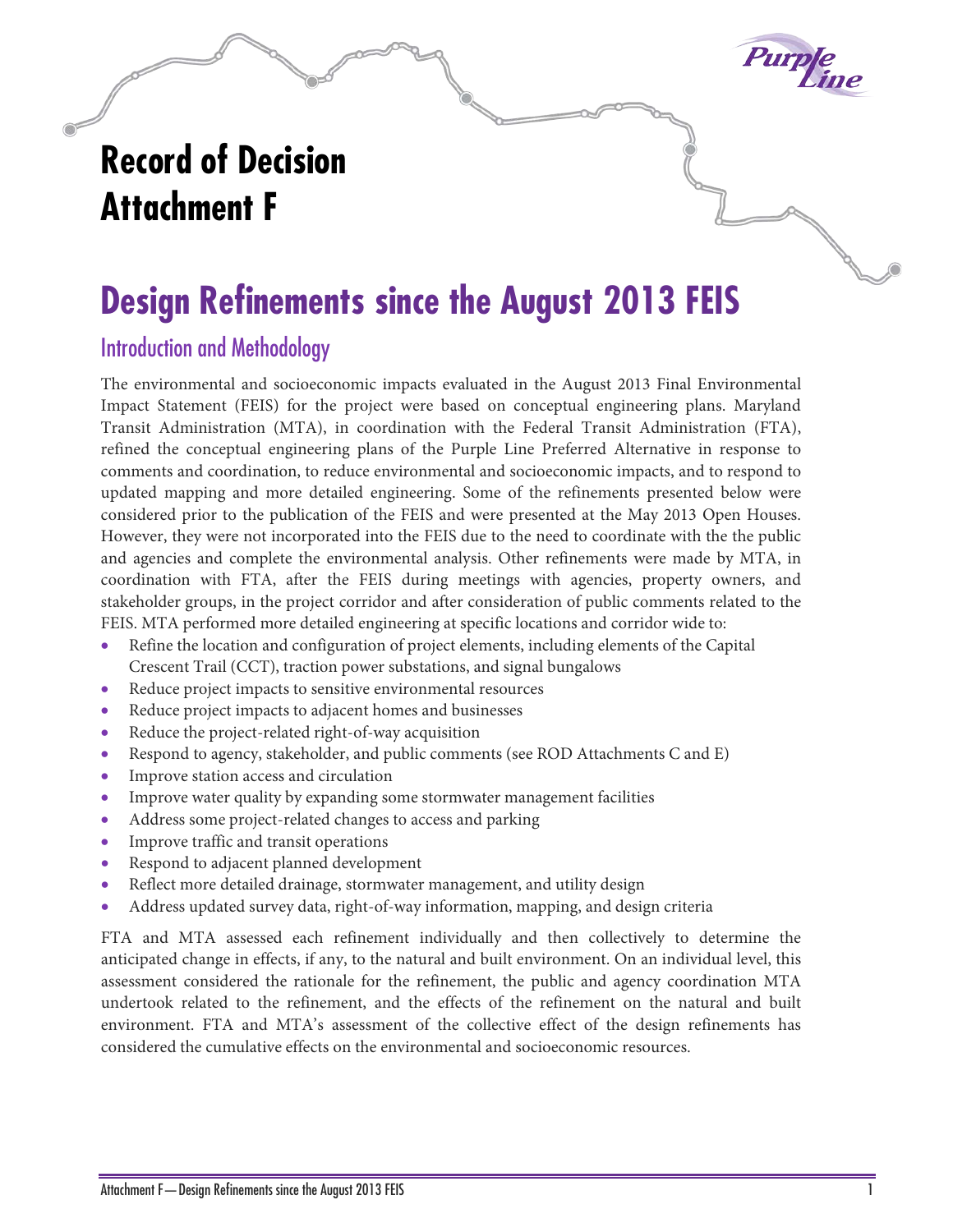# Record of Decision Attachment F

# Design Refinements since the August 2013 FEIS

## Introduction and Methodology

The environmental and socioeconomic impacts evaluated in the August 2013 Final Environmental Impact Statement (FEIS) for the project were based on conceptual engineering plans. Maryland Transit Administration (MTA), in coordination with the Federal Transit Administration (FTA), refined the conceptual engineering plans of the Purple Line Preferred Alternative in response to comments and coordination, to reduce environmental and socioeconomic impacts, and to respond to updated mapping and more detailed engineering. Some of the refinements presented below were considered prior to the publication of the FEIS and were presented at the May 2013 Open Houses. However, they were not incorporated into the FEIS due to the need to coordinate with the the public and agencies and complete the environmental analysis. Other refinements were made by MTA, in coordination with FTA, after the FEIS during meetings with agencies, property owners, and stakeholder groups, in the project corridor and after consideration of public comments related to the FEIS. MTA performed more detailed engineering at specific locations and corridor wide to:

- Refine the location and configuration of project elements, including elements of the Capital Crescent Trail (CCT), traction power substations, and signal bungalows
- Reduce project impacts to sensitive environmental resources
- Reduce project impacts to adjacent homes and businesses
- Reduce the project-related right-of-way acquisition
- Respond to agency, stakeholder, and public comments (see ROD Attachments C and E)
- Improve station access and circulation
- Improve water quality by expanding some stormwater management facilities
- Address some project-related changes to access and parking
- Improve traffic and transit operations
- Respond to adjacent planned development
- Reflect more detailed drainage, stormwater management, and utility design
- Address updated survey data, right-of-way information, mapping, and design criteria

FTA and MTA assessed each refinement individually and then collectively to determine the anticipated change in effects, if any, to the natural and built environment. On an individual level, this assessment considered the rationale for the refinement, the public and agency coordination MTA undertook related to the refinement, and the effects of the refinement on the natural and built environment. FTA and MTA's assessment of the collective effect of the design refinements has considered the cumulative effects on the environmental and socioeconomic resources.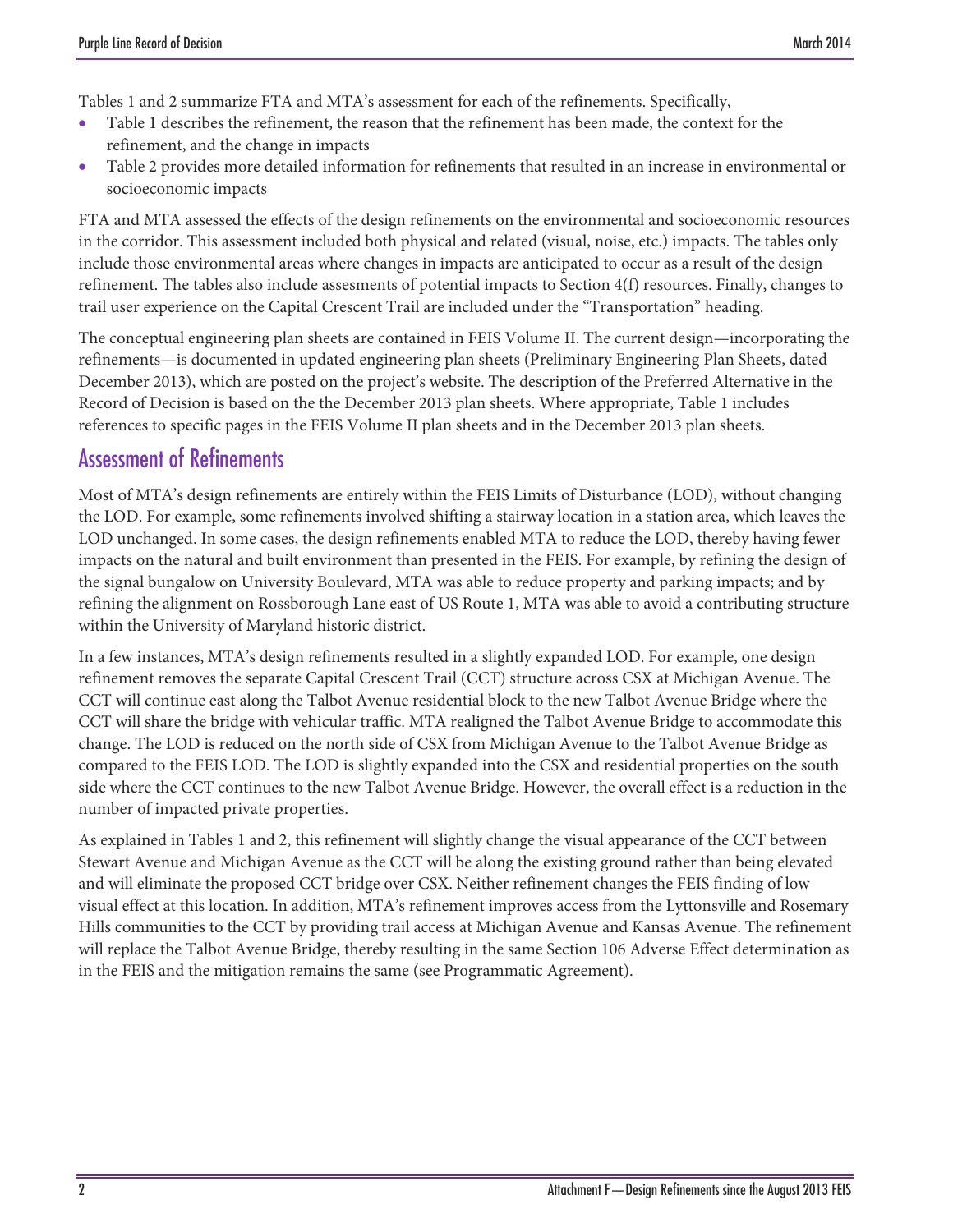Tables 1 and 2 summarize FTA and MTA's assessment for each of the refinements. Specifically,

- Table 1 describes the refinement, the reason that the refinement has been made, the context for the refinement, and the change in impacts
- Table 2 provides more detailed information for refinements that resulted in an increase in environmental or socioeconomic impacts

FTA and MTA assessed the effects of the design refinements on the environmental and socioeconomic resources in the corridor. This assessment included both physical and related (visual, noise, etc.) impacts. The tables only include those environmental areas where changes in impacts are anticipated to occur as a result of the design refinement. The tables also include assesments of potential impacts to Section 4(f) resources. Finally, changes to trail user experience on the Capital Crescent Trail are included under the "Transportation" heading.

The conceptual engineering plan sheets are contained in FEIS Volume II. The current design—incorporating the refinements—is documented in updated engineering plan sheets (Preliminary Engineering Plan Sheets, dated December 2013), which are posted on the project's website. The description of the Preferred Alternative in the Record of Decision is based on the the December 2013 plan sheets. Where appropriate, Table 1 includes references to specific pages in the FEIS Volume II plan sheets and in the December 2013 plan sheets.

## Assessment of Refinements

Most of MTA's design refinements are entirely within the FEIS Limits of Disturbance (LOD), without changing the LOD. For example, some refinements involved shifting a stairway location in a station area, which leaves the LOD unchanged. In some cases, the design refinements enabled MTA to reduce the LOD, thereby having fewer impacts on the natural and built environment than presented in the FEIS. For example, by refining the design of the signal bungalow on University Boulevard, MTA was able to reduce property and parking impacts; and by refining the alignment on Rossborough Lane east of US Route 1, MTA was able to avoid a contributing structure within the University of Maryland historic district.

In a few instances, MTA's design refinements resulted in a slightly expanded LOD. For example, one design refinement removes the separate Capital Crescent Trail (CCT) structure across CSX at Michigan Avenue. The CCT will continue east along the Talbot Avenue residential block to the new Talbot Avenue Bridge where the CCT will share the bridge with vehicular traffic. MTA realigned the Talbot Avenue Bridge to accommodate this change. The LOD is reduced on the north side of CSX from Michigan Avenue to the Talbot Avenue Bridge as compared to the FEIS LOD. The LOD is slightly expanded into the CSX and residential properties on the south side where the CCT continues to the new Talbot Avenue Bridge. However, the overall effect is a reduction in the number of impacted private properties.

As explained in Tables 1 and 2, this refinement will slightly change the visual appearance of the CCT between Stewart Avenue and Michigan Avenue as the CCT will be along the existing ground rather than being elevated and will eliminate the proposed CCT bridge over CSX. Neither refinement changes the FEIS finding of low visual effect at this location. In addition, MTA's refinement improves access from the Lyttonsville and Rosemary Hills communities to the CCT by providing trail access at Michigan Avenue and Kansas Avenue. The refinement will replace the Talbot Avenue Bridge, thereby resulting in the same Section 106 Adverse Effect determination as in the FEIS and the mitigation remains the same (see Programmatic Agreement).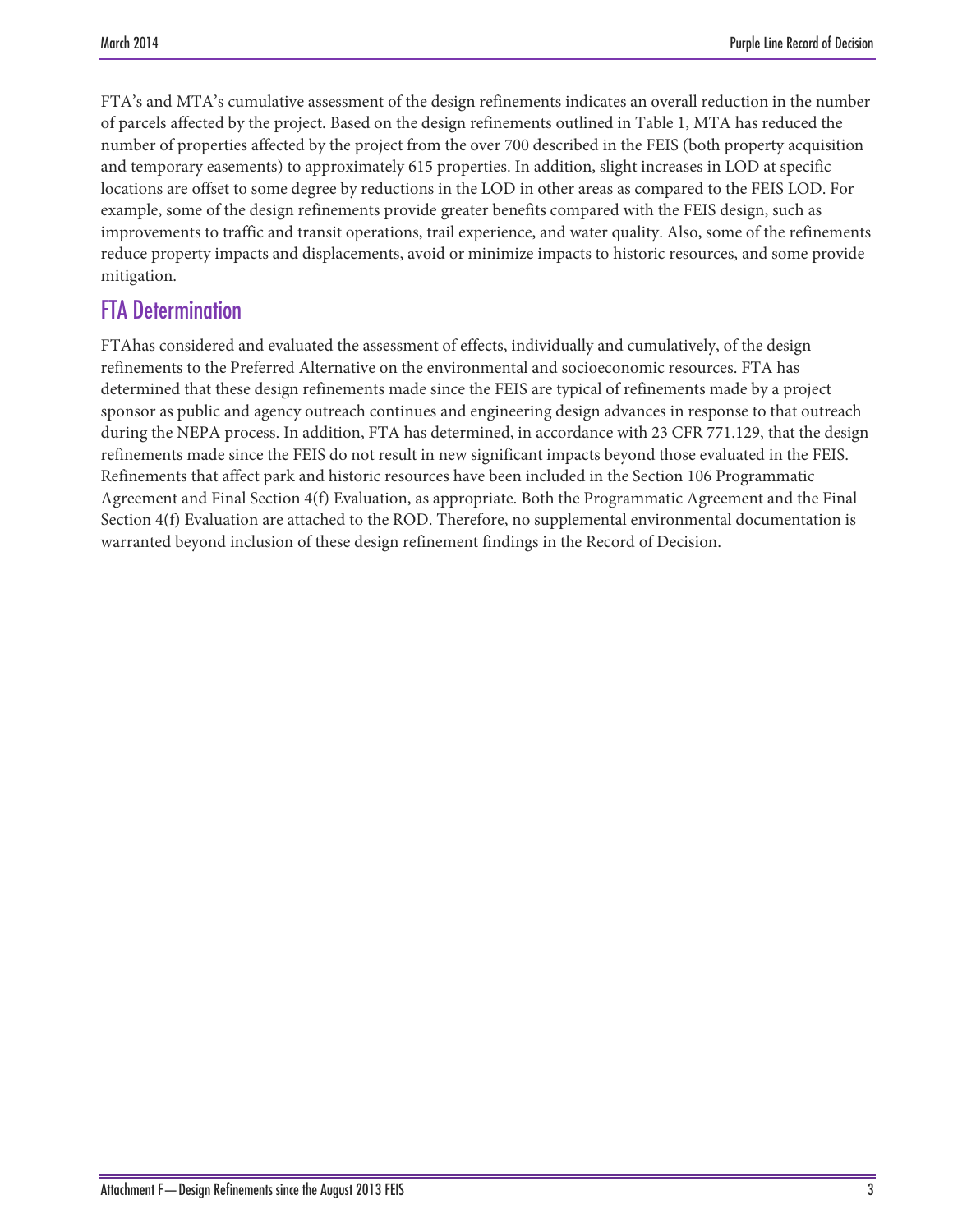FTA's and MTA's cumulative assessment of the design refinements indicates an overall reduction in the number of parcels affected by the project. Based on the design refinements outlined in Table 1, MTA has reduced the number of properties affected by the project from the over 700 described in the FEIS (both property acquisition and temporary easements) to approximately 615 properties. In addition, slight increases in LOD at specific locations are offset to some degree by reductions in the LOD in other areas as compared to the FEIS LOD. For example, some of the design refinements provide greater benefits compared with the FEIS design, such as improvements to traffic and transit operations, trail experience, and water quality. Also, some of the refinements reduce property impacts and displacements, avoid or minimize impacts to historic resources, and some provide mitigation.

## FTA Determination

FTAhas considered and evaluated the assessment of effects, individually and cumulatively, of the design refinements to the Preferred Alternative on the environmental and socioeconomic resources. FTA has determined that these design refinements made since the FEIS are typical of refinements made by a project sponsor as public and agency outreach continues and engineering design advances in response to that outreach during the NEPA process. In addition, FTA has determined, in accordance with 23 CFR 771.129, that the design refinements made since the FEIS do not result in new significant impacts beyond those evaluated in the FEIS. Refinements that affect park and historic resources have been included in the Section 106 Programmatic Agreement and Final Section 4(f) Evaluation, as appropriate. Both the Programmatic Agreement and the Final Section 4(f) Evaluation are attached to the ROD. Therefore, no supplemental environmental documentation is warranted beyond inclusion of these design refinement findings in the Record of Decision.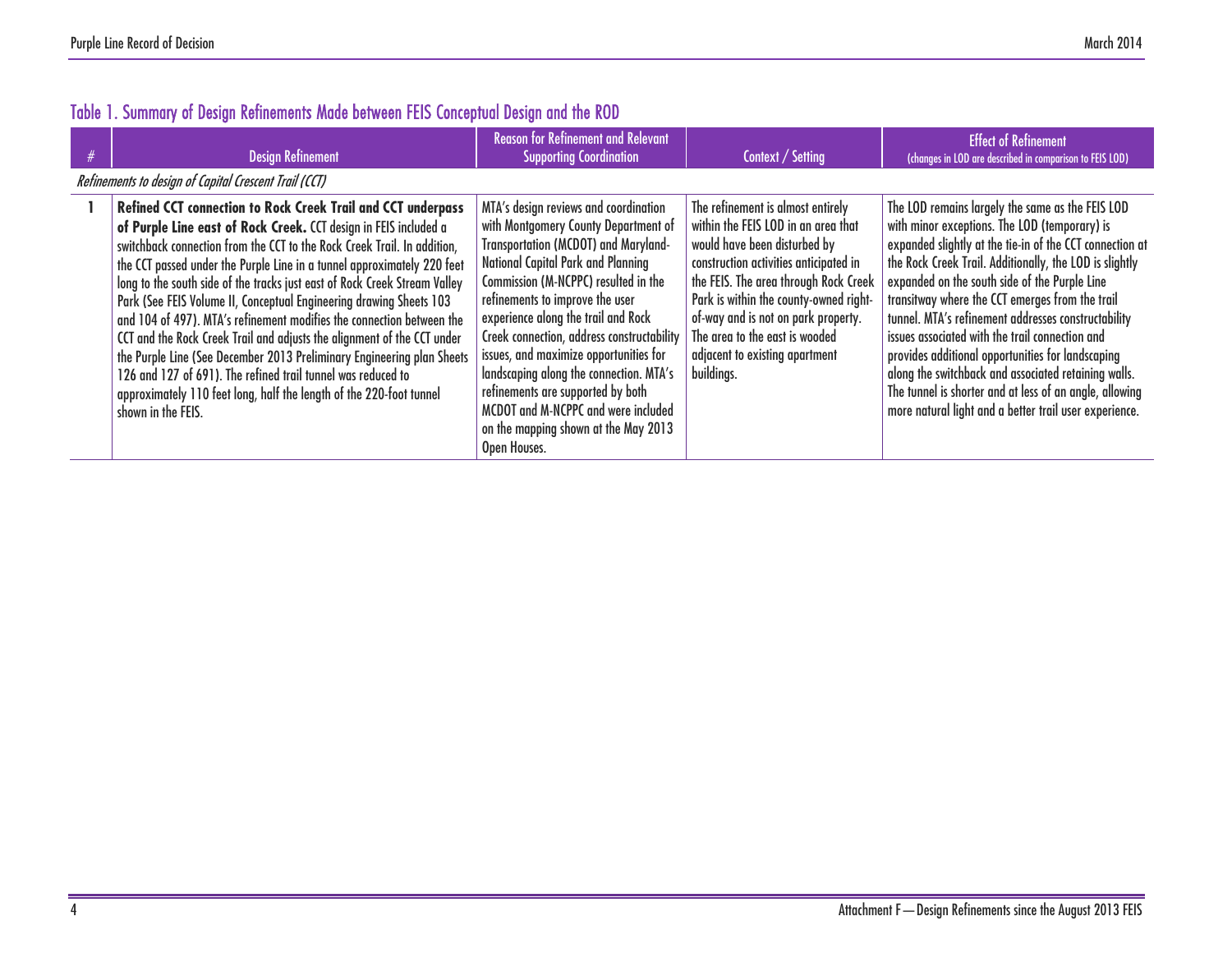## Table 1. Summary of Design Refinements Made between FEIS Conceptual Design and the ROD

| # | Design Refinement | Reason for Refinement and Relevant Supporting Coordination | Context / Setting | Effect of Refinement (changes in LOD are described in comparison to FEIS LOD) |
|---|---|---|---|---|
| *Refinements to design of Capital Crescent Trail (CCT)* | | | | |
| 1 | **Refined CCT connection to Rock Creek Trail and CCT underpass of Purple Line east of Rock Creek.** CCT design in FEIS included a switchback connection from the CCT to the Rock Creek Trail. In addition, the CCT passed under the Purple Line in a tunnel approximately 220 feet long to the south side of the tracks just east of Rock Creek Stream Valley Park (See FEIS Volume II, Conceptual Engineering drawing Sheets 103 and 104 of 497). MTA's refinement modifies the connection between the CCT and the Rock Creek Trail and adjusts the alignment of the CCT under the Purple Line (See December 2013 Preliminary Engineering plan Sheets 126 and 127 of 691). The refined trail tunnel was reduced to approximately 110 feet long, half the length of the 220-foot tunnel shown in the FEIS. | MTA's design reviews and coordination with Montgomery County Department of Transportation (MCDOT) and Maryland-National Capital Park and Planning Commission (M-NCPPC) resulted in the refinements to improve the user experience along the trail and Rock Creek connection, address constructability issues, and maximize opportunities for landscaping along the connection. MTA's refinements are supported by both MCDOT and M-NCPPC and were included on the mapping shown at the May 2013 Open Houses. | The refinement is almost entirely within the FEIS LOD in an area that would have been disturbed by construction activities anticipated in the FEIS. The area through Rock Creek Park is within the county-owned right-of-way and is not on park property. The area to the east is wooded adjacent to existing apartment buildings. | The LOD remains largely the same as the FEIS LOD with minor exceptions. The LOD (temporary) is expanded slightly at the tie-in of the CCT connection at the Rock Creek Trail. Additionally, the LOD is slightly expanded on the south side of the Purple Line transitway where the CCT emerges from the trail tunnel. MTA's refinement addresses constructability issues associated with the trail connection and provides additional opportunities for landscaping along the switchback and associated retaining walls. The tunnel is shorter and at less of an angle, allowing more natural light and a better trail user experience. |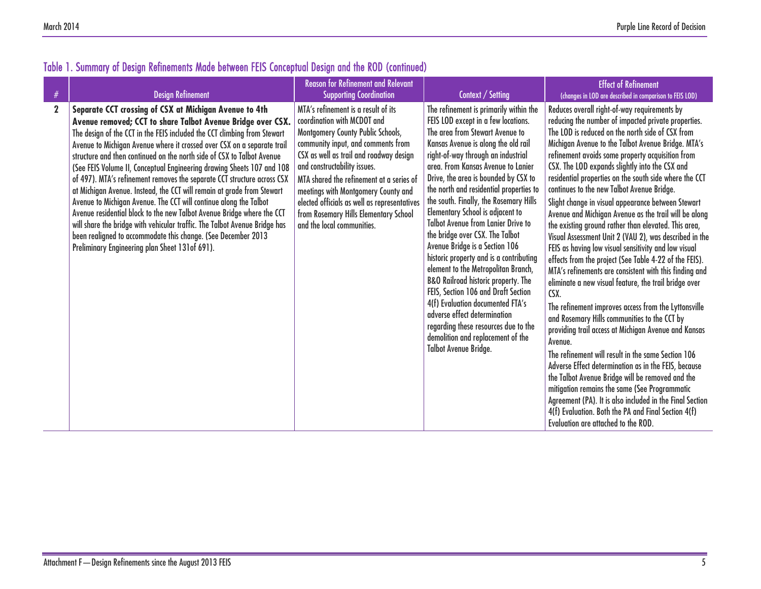## Table 1. Summary of Design Refinements Made between FEIS Conceptual Design and the ROD (continued)

| # | Design Refinement | Reason for Refinement and Relevant Supporting Coordination | Context / Setting | Effect of Refinement (changes in LOD are described in comparison to FEIS LOD) |
|---|---|---|---|---|
| 2 | **Separate CCT crossing of CSX at Michigan Avenue to 4th Avenue removed; CCT to share Talbot Avenue Bridge over CSX.** The design of the CCT in the FEIS included the CCT climbing from Stewart Avenue to Michigan Avenue where it crossed over CSX on a separate trail structure and then continued on the north side of CSX to Talbot Avenue (See FEIS Volume II, Conceptual Engineering drawing Sheets 107 and 108 of 497). MTA's refinement removes the separate CCT structure across CSX at Michigan Avenue. Instead, the CCT will remain at grade from Stewart Avenue to Michigan Avenue. The CCT will continue along the Talbot Avenue residential block to the new Talbot Avenue Bridge where the CCT will share the bridge with vehicular traffic. The Talbot Avenue Bridge has been realigned to accommodate this change. (See December 2013 Preliminary Engineering plan Sheet 131of 691). | MTA's refinement is a result of its coordination with MCDOT and Montgomery County Public Schools, community input, and comments from CSX as well as trail and roadway design and constructability issues.<br><br>MTA shared the refinement at a series of meetings with Montgomery County and elected officials as well as representatives from Rosemary Hills Elementary School and the local communities. | The refinement is primarily within the FEIS LOD except in a few locations. The area from Stewart Avenue to Kansas Avenue is along the old rail right-of-way through an industrial area. From Kansas Avenue to Lanier Drive, the area is bounded by CSX to the north and residential properties to the south. Finally, the Rosemary Hills Elementary School is adjacent to Talbot Avenue from Lanier Drive to the bridge over CSX. The Talbot Avenue Bridge is a Section 106 historic property and is a contributing element to the Metropolitan Branch, B&O Railroad historic property. The FEIS, Section 106 and Draft Section 4(f) Evaluation documented FTA's adverse effect determination regarding these resources due to the demolition and replacement of the Talbot Avenue Bridge. | Reduces overall right-of-way requirements by reducing the number of impacted private properties. The LOD is reduced on the north side of CSX from Michigan Avenue to the Talbot Avenue Bridge. MTA's refinement avoids some property acquisition from CSX. The LOD expands slightly into the CSX and residential properties on the south side where the CCT continues to the new Talbot Avenue Bridge.<br><br>Slight change in visual appearance between Stewart Avenue and Michigan Avenue as the trail will be along the existing ground rather than elevated. This area, Visual Assessment Unit 2 (VAU 2), was described in the FEIS as having low visual sensitivity and low visual effects from the project (See Table 4-22 of the FEIS). MTA's refinements are consistent with this finding and eliminate a new visual feature, the trail bridge over CSX.<br><br>The refinement improves access from the Lyttonsville and Rosemary Hills communities to the CCT by providing trail access at Michigan Avenue and Kansas Avenue.<br><br>The refinement will result in the same Section 106 Adverse Effect determination as in the FEIS, because the Talbot Avenue Bridge will be removed and the mitigation remains the same (See Programmatic Agreement (PA). It is also included in the Final Section 4(f) Evaluation. Both the PA and Final Section 4(f) Evaluation are attached to the ROD. |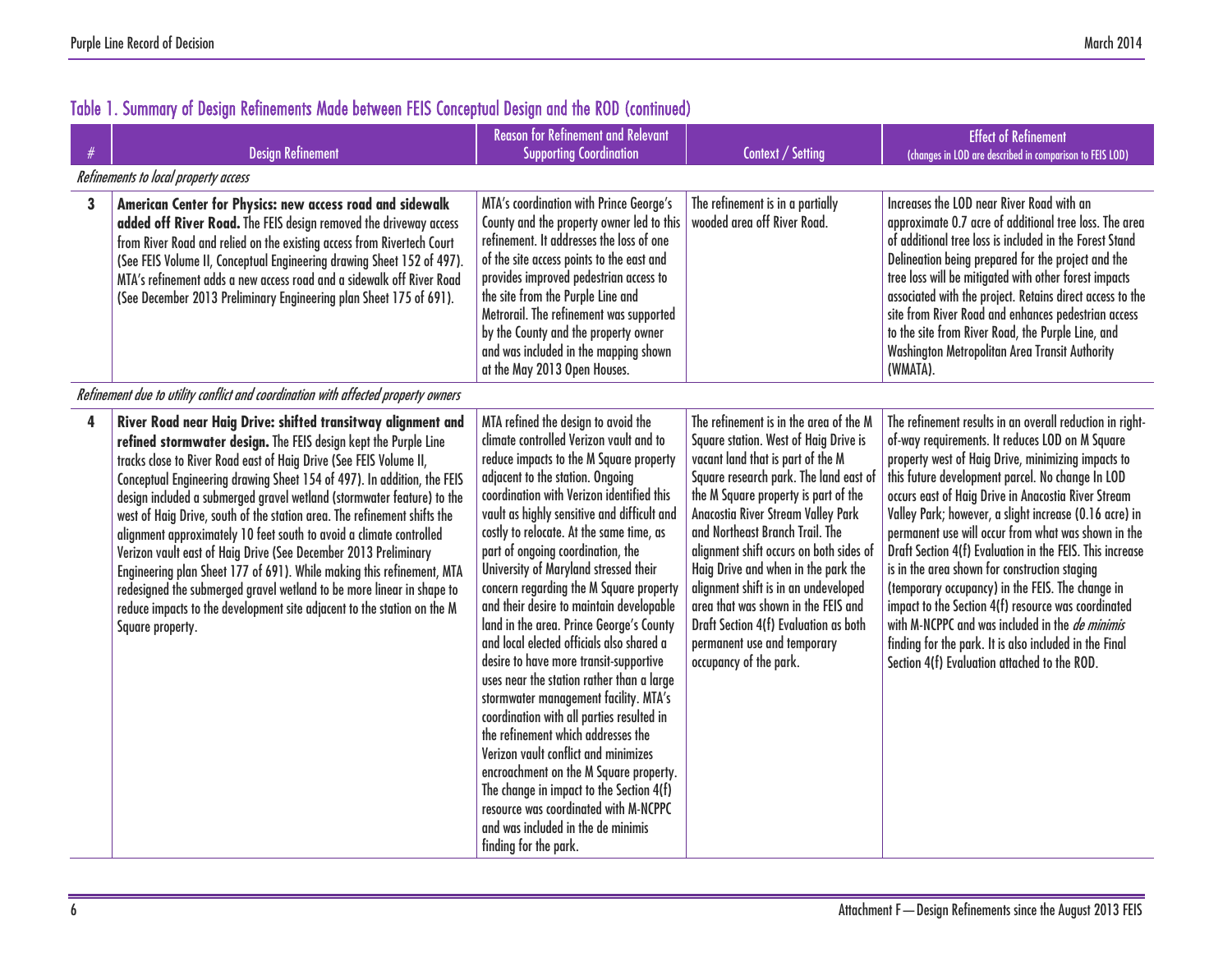## Table 1. Summary of Design Refinements Made between FEIS Conceptual Design and the ROD (continued)

| # | Design Refinement | Reason for Refinement and Relevant Supporting Coordination | Context / Setting | Effect of Refinement (changes in LOD are described in comparison to FEIS LOD) |
|---|---|---|---|---|
| *Refinements to local property access* | | | | |
| 3 | **American Center for Physics: new access road and sidewalk added off River Road.** The FEIS design removed the driveway access from River Road and relied on the existing access from Rivertech Court (See FEIS Volume II, Conceptual Engineering drawing Sheet 152 of 497). MTA's refinement adds a new access road and a sidewalk off River Road (See December 2013 Preliminary Engineering plan Sheet 175 of 691). | MTA's coordination with Prince George's County and the property owner led to this refinement. It addresses the loss of one of the site access points to the east and provides improved pedestrian access to the site from the Purple Line and Metrorail. The refinement was supported by the County and the property owner and was included in the mapping shown at the May 2013 Open Houses. | The refinement is in a partially wooded area off River Road. | Increases the LOD near River Road with an approximate 0.7 acre of additional tree loss. The area of additional tree loss is included in the Forest Stand Delineation being prepared for the project and the tree loss will be mitigated with other forest impacts associated with the project. Retains direct access to the site from River Road and enhances pedestrian access to the site from River Road, the Purple Line, and Washington Metropolitan Area Transit Authority (WMATA). |
| *Refinement due to utility conflict and coordination with affected property owners* | | | | |
| 4 | **River Road near Haig Drive: shifted transitway alignment and refined stormwater design.** The FEIS design kept the Purple Line tracks close to River Road east of Haig Drive (See FEIS Volume II, Conceptual Engineering drawing Sheet 154 of 497). In addition, the FEIS design included a submerged gravel wetland (stormwater feature) to the west of Haig Drive, south of the station area. The refinement shifts the alignment approximately 10 feet south to avoid a climate controlled Verizon vault east of Haig Drive (See December 2013 Preliminary Engineering plan Sheet 177 of 691). While making this refinement, MTA redesigned the submerged gravel wetland to be more linear in shape to reduce impacts to the development site adjacent to the station on the M Square property. | MTA refined the design to avoid the climate controlled Verizon vault and to reduce impacts to the M Square property adjacent to the station. Ongoing coordination with Verizon identified this vault as highly sensitive and difficult and costly to relocate. At the same time, as part of ongoing coordination, the University of Maryland stressed their concern regarding the M Square property and their desire to maintain developable land in the area. Prince George's County and local elected officials also shared a desire to have more transit-supportive uses near the station rather than a large stormwater management facility. MTA's coordination with all parties resulted in the refinement which addresses the Verizon vault conflict and minimizes encroachment on the M Square property. The change in impact to the Section 4(f) resource was coordinated with M-NCPPC and was included in the de minimis finding for the park. | The refinement is in the area of the M Square station. West of Haig Drive is vacant land that is part of the M Square research park. The land east of the M Square property is part of the Anacostia River Stream Valley Park and Northeast Branch Trail. The alignment shift occurs on both sides of Haig Drive and when in the park the alignment shift is in an undeveloped area that was shown in the FEIS and Draft Section 4(f) Evaluation as both permanent use and temporary occupancy of the park. | The refinement results in an overall reduction in right-of-way requirements. It reduces LOD on M Square property west of Haig Drive, minimizing impacts to this future development parcel. No change In LOD occurs east of Haig Drive in Anacostia River Stream Valley Park; however, a slight increase (0.16 acre) in permanent use will occur from what was shown in the Draft Section 4(f) Evaluation in the FEIS. This increase is in the area shown for construction staging (temporary occupancy) in the FEIS. The change in impact to the Section 4(f) resource was coordinated with M-NCPPC and was included in the *de minimis* finding for the park. It is also included in the Final Section 4(f) Evaluation attached to the ROD. |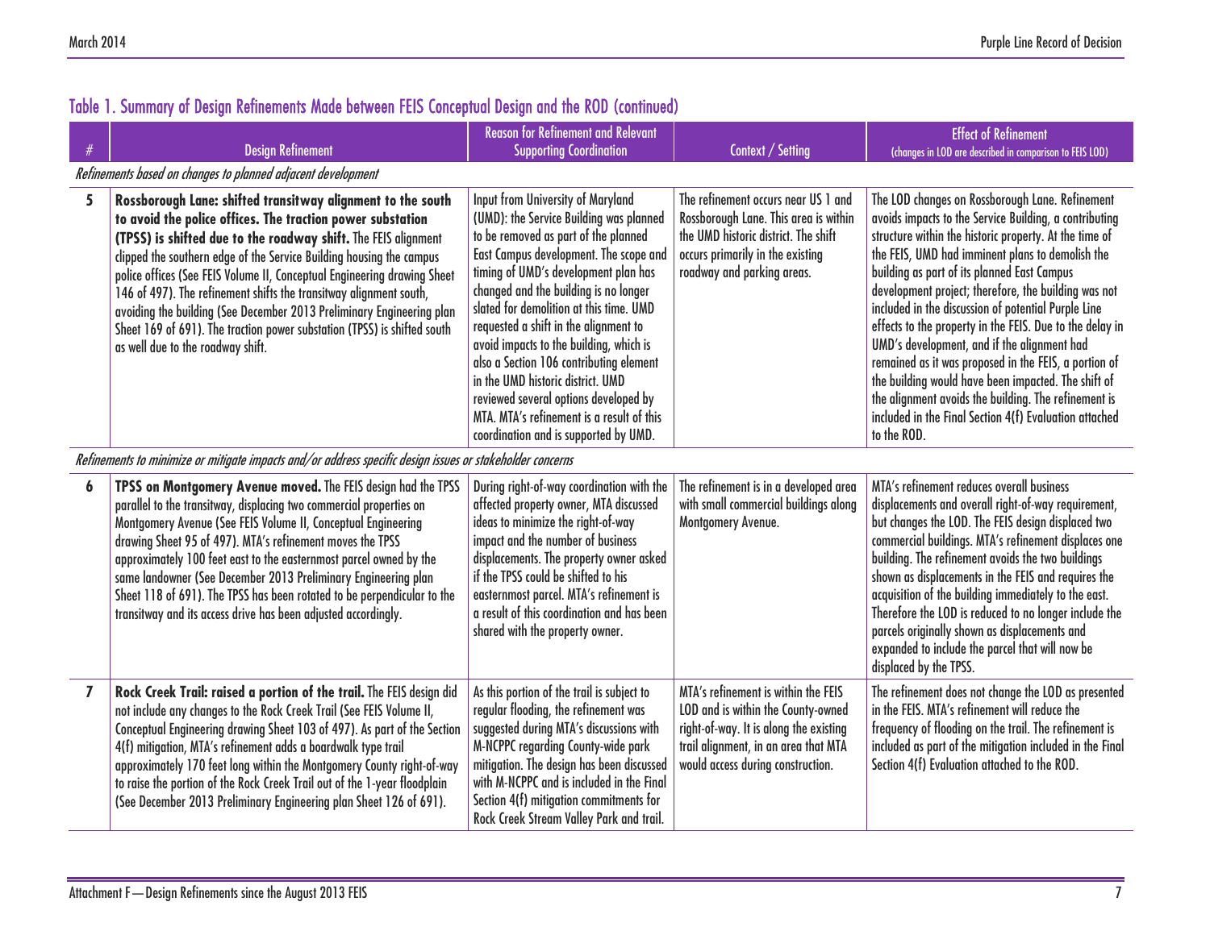## Table 1. Summary of Design Refinements Made between FEIS Conceptual Design and the ROD (continued)

| # | Design Refinement | Reason for Refinement and Relevant Supporting Coordination | Context / Setting | Effect of Refinement (changes in LOD are described in comparison to FEIS LOD) |
|---|---|---|---|---|
| *Refinements based on changes to planned adjacent development* | | | | |
| 5 | **Rossborough Lane: shifted transitway alignment to the south to avoid the police offices. The traction power substation (TPSS) is shifted due to the roadway shift.** The FEIS alignment clipped the southern edge of the Service Building housing the campus police offices (See FEIS Volume II, Conceptual Engineering drawing Sheet 146 of 497). The refinement shifts the transitway alignment south, avoiding the building (See December 2013 Preliminary Engineering plan Sheet 169 of 691). The traction power substation (TPSS) is shifted south as well due to the roadway shift. | Input from University of Maryland (UMD): the Service Building was planned to be removed as part of the planned East Campus development. The scope and timing of UMD's development plan has changed and the building is no longer slated for demolition at this time. UMD requested a shift in the alignment to avoid impacts to the building, which is also a Section 106 contributing element in the UMD historic district. UMD reviewed several options developed by MTA. MTA's refinement is a result of this coordination and is supported by UMD. | The refinement occurs near US 1 and Rossborough Lane. This area is within the UMD historic district. The shift occurs primarily in the existing roadway and parking areas. | The LOD changes on Rossborough Lane. Refinement avoids impacts to the Service Building, a contributing structure within the historic property. At the time of the FEIS, UMD had imminent plans to demolish the building as part of its planned East Campus development project; therefore, the building was not included in the discussion of potential Purple Line effects to the property in the FEIS. Due to the delay in UMD's development, and if the alignment had remained as it was proposed in the FEIS, a portion of the building would have been impacted. The shift of the alignment avoids the building. The refinement is included in the Final Section 4(f) Evaluation attached to the ROD. |
| *Refinements to minimize or mitigate impacts and/or address specific design issues or stakeholder concerns* | | | | |
| 6 | **TPSS on Montgomery Avenue moved.** The FEIS design had the TPSS parallel to the transitway, displacing two commercial properties on Montgomery Avenue (See FEIS Volume II, Conceptual Engineering drawing Sheet 95 of 497). MTA's refinement moves the TPSS approximately 100 feet east to the easternmost parcel owned by the same landowner (See December 2013 Preliminary Engineering plan Sheet 118 of 691). The TPSS has been rotated to be perpendicular to the transitway and its access drive has been adjusted accordingly. | During right-of-way coordination with the affected property owner, MTA discussed ideas to minimize the right-of-way impact and the number of business displacements. The property owner asked if the TPSS could be shifted to his easternmost parcel. MTA's refinement is a result of this coordination and has been shared with the property owner. | The refinement is in a developed area with small commercial buildings along Montgomery Avenue. | MTA's refinement reduces overall business displacements and overall right-of-way requirement, but changes the LOD. The FEIS design displaced two commercial buildings. MTA's refinement displaces one building. The refinement avoids the two buildings shown as displacements in the FEIS and requires the acquisition of the building immediately to the east. Therefore the LOD is reduced to no longer include the parcels originally shown as displacements and expanded to include the parcel that will now be displaced by the TPSS. |
| 7 | **Rock Creek Trail: raised a portion of the trail.** The FEIS design did not include any changes to the Rock Creek Trail (See FEIS Volume II, Conceptual Engineering drawing Sheet 103 of 497). As part of the Section 4(f) mitigation, MTA's refinement adds a boardwalk type trail approximately 170 feet long within the Montgomery County right-of-way to raise the portion of the Rock Creek Trail out of the 1-year floodplain (See December 2013 Preliminary Engineering plan Sheet 126 of 691). | As this portion of the trail is subject to regular flooding, the refinement was suggested during MTA's discussions with M-NCPPC regarding County-wide park mitigation. The design has been discussed with M-NCPPC and is included in the Final Section 4(f) mitigation commitments for Rock Creek Stream Valley Park and trail. | MTA's refinement is within the FEIS LOD and is within the County-owned right-of-way. It is along the existing trail alignment, in an area that MTA would access during construction. | The refinement does not change the LOD as presented in the FEIS. MTA's refinement will reduce the frequency of flooding on the trail. The refinement is included as part of the mitigation included in the Final Section 4(f) Evaluation attached to the ROD. |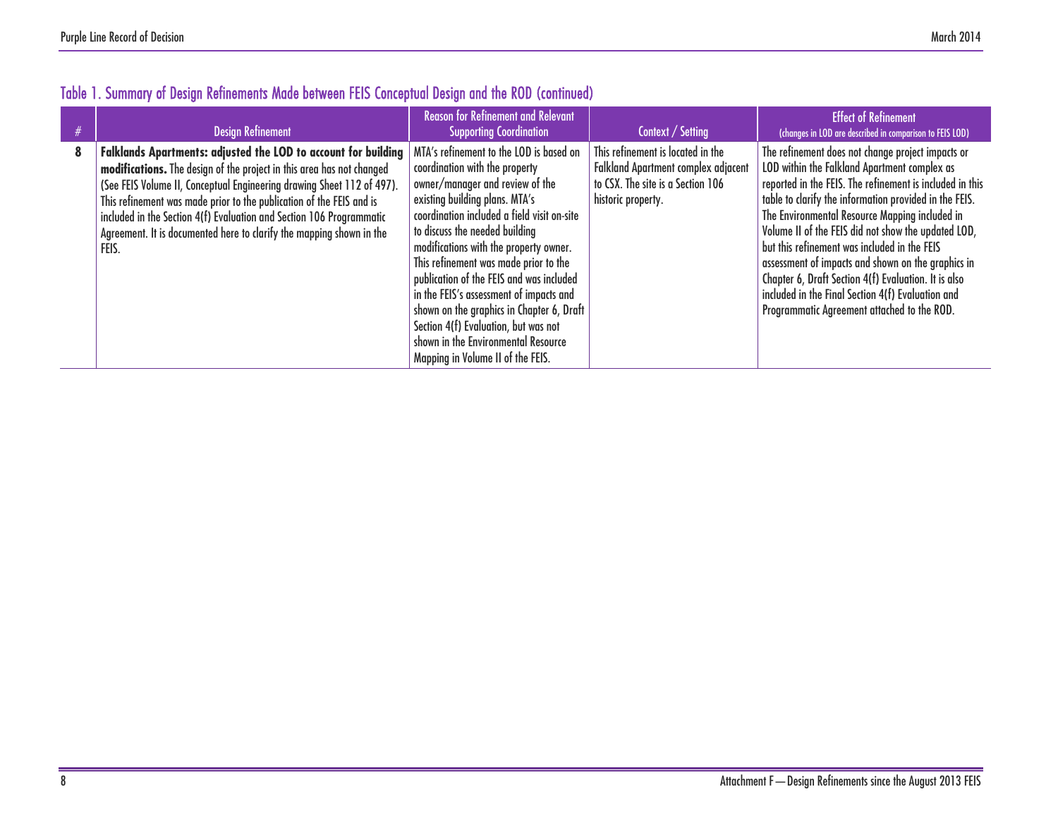### Table 1. Summary of Design Refinements Made between FEIS Conceptual Design and the ROD (continued)

| # | Design Refinement | Reason for Refinement and Relevant Supporting Coordination | Context / Setting | Effect of Refinement (changes in LOD are described in comparison to FEIS LOD) |
|---|---|---|---|---|
| 8 | **Falklands Apartments: adjusted the LOD to account for building modifications.** The design of the project in this area has not changed (See FEIS Volume II, Conceptual Engineering drawing Sheet 112 of 497). This refinement was made prior to the publication of the FEIS and is included in the Section 4(f) Evaluation and Section 106 Programmatic Agreement. It is documented here to clarify the mapping shown in the FEIS. | MTA's refinement to the LOD is based on coordination with the property owner/manager and review of the existing building plans. MTA's coordination included a field visit on-site to discuss the needed building modifications with the property owner. This refinement was made prior to the publication of the FEIS and was included in the FEIS's assessment of impacts and shown on the graphics in Chapter 6, Draft Section 4(f) Evaluation, but was not shown in the Environmental Resource Mapping in Volume II of the FEIS. | This refinement is located in the Falkland Apartment complex adjacent to CSX. The site is a Section 106 historic property. | The refinement does not change project impacts or LOD within the Falkland Apartment complex as reported in the FEIS. The refinement is included in this table to clarify the information provided in the FEIS. The Environmental Resource Mapping included in Volume II of the FEIS did not show the updated LOD, but this refinement was included in the FEIS assessment of impacts and shown on the graphics in Chapter 6, Draft Section 4(f) Evaluation. It is also included in the Final Section 4(f) Evaluation and Programmatic Agreement attached to the ROD. |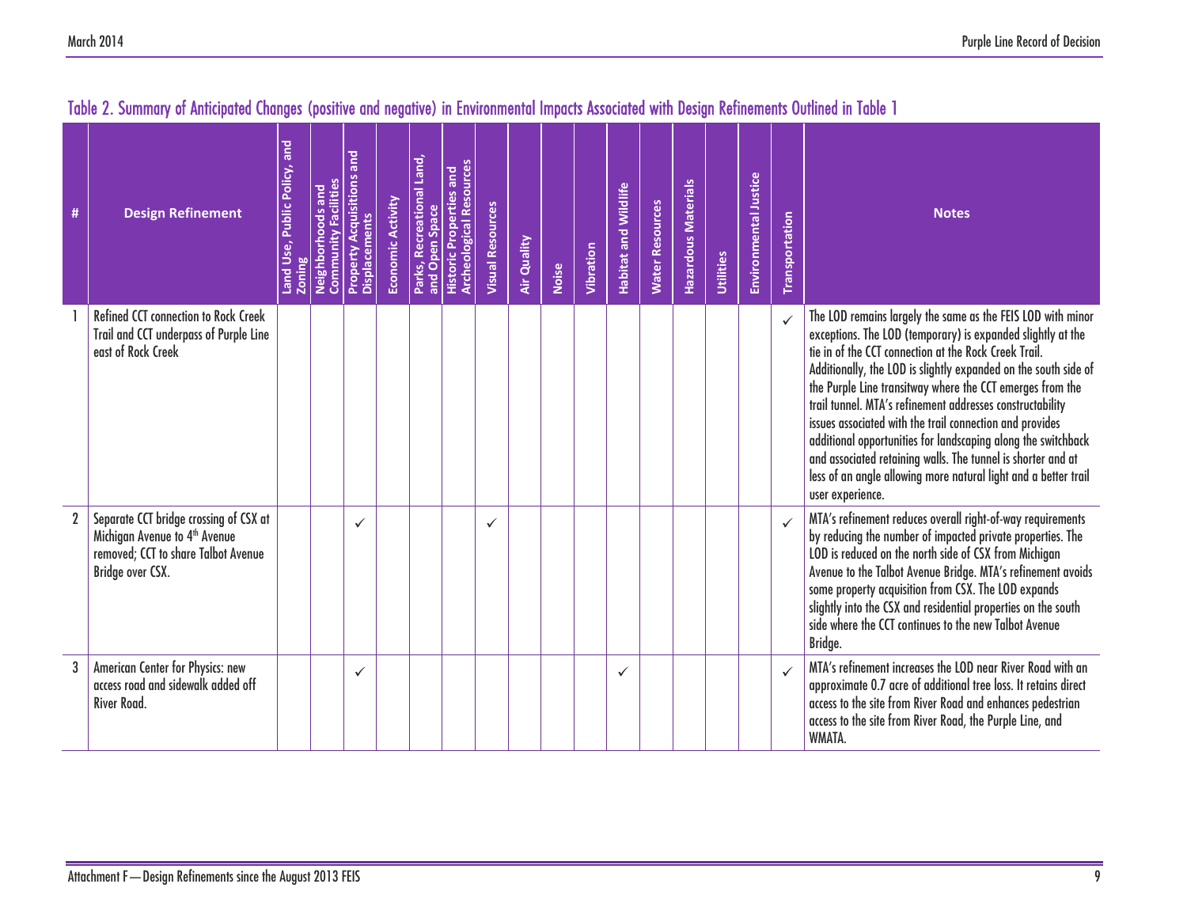## Table 2. Summary of Anticipated Changes (positive and negative) in Environmental Impacts Associated with Design Refinements Outlined in Table 1

| # | Design Refinement | Land Use, Public Policy, and Zoning | Neighborhoods and Community Facilities | Property Acquisitions and Displacements | Economic Activity | Parks, Recreational Land, and Open Space | Historic Properties and Archeological Resources | Visual Resources | Air Quality | Noise | Vibration | Habitat and Wildlife | Water Resources | Hazardous Materials | Utilities | Environmental Justice | Transportation | Notes |
|---|---|---|---|---|---|---|---|---|---|---|---|---|---|---|---|---|---|---|
| 1 | Refined CCT connection to Rock Creek Trail and CCT underpass of Purple Line east of Rock Creek | | | | | | | | | | | | | | | | ✓ | The LOD remains largely the same as the FEIS LOD with minor exceptions. The LOD (temporary) is expanded slightly at the tie in of the CCT connection at the Rock Creek Trail. Additionally, the LOD is slightly expanded on the south side of the Purple Line transitway where the CCT emerges from the trail tunnel. MTA's refinement addresses constructability issues associated with the trail connection and provides additional opportunities for landscaping along the switchback and associated retaining walls. The tunnel is shorter and at less of an angle allowing more natural light and a better trail user experience. |
| 2 | Separate CCT bridge crossing of CSX at Michigan Avenue to 4th Avenue removed; CCT to share Talbot Avenue Bridge over CSX. | | | ✓ | | | | ✓ | | | | | | | | | ✓ | MTA's refinement reduces overall right-of-way requirements by reducing the number of impacted private properties. The LOD is reduced on the north side of CSX from Michigan Avenue to the Talbot Avenue Bridge. MTA's refinement avoids some property acquisition from CSX. The LOD expands slightly into the CSX and residential properties on the south side where the CCT continues to the new Talbot Avenue Bridge. |
| 3 | American Center for Physics: new access road and sidewalk added off River Road. | | | ✓ | | | | | | | | ✓ | | | | | ✓ | MTA's refinement increases the LOD near River Road with an approximate 0.7 acre of additional tree loss. It retains direct access to the site from River Road and enhances pedestrian access to the site from River Road, the Purple Line, and WMATA. |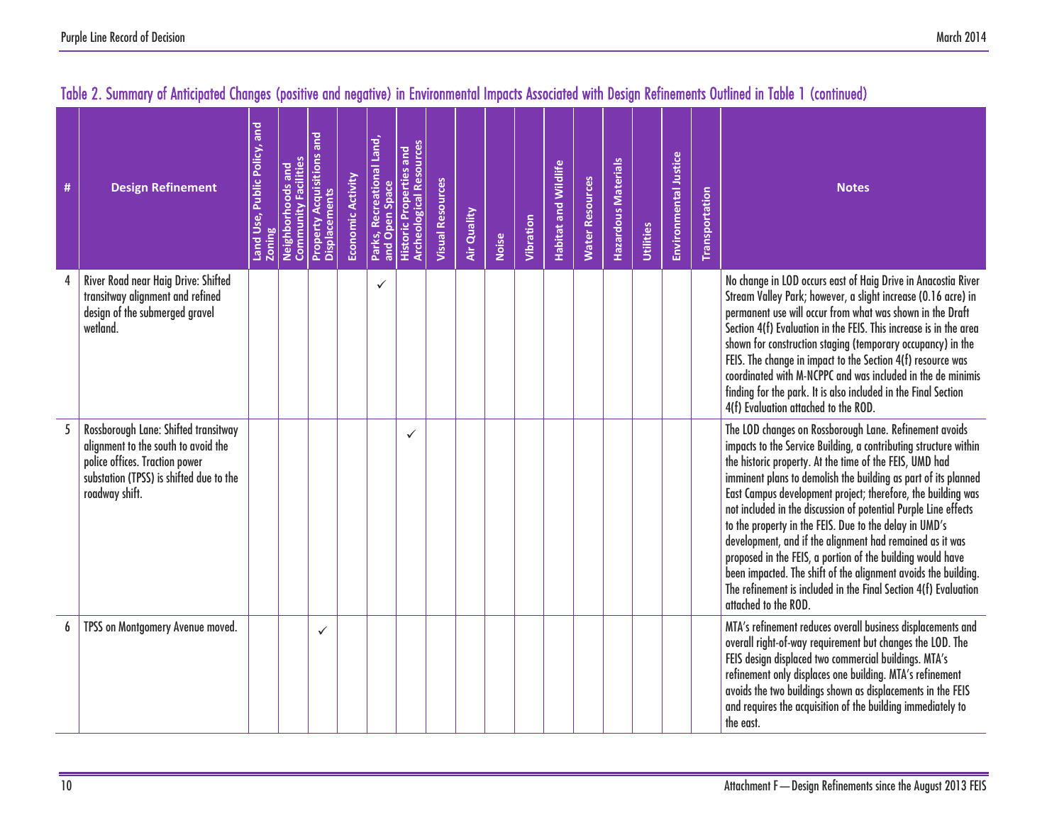## Table 2. Summary of Anticipated Changes (positive and negative) in Environmental Impacts Associated with Design Refinements Outlined in Table 1 (continued)

| # | Design Refinement | Land Use, Public Policy, and Zoning | Neighborhoods and Community Facilities | Property Acquisitions and Displacements | Economic Activity | Parks, Recreational Land, and Open Space | Historic Properties and Archeological Resources | Visual Resources | Air Quality | Noise | Vibration | Habitat and Wildlife | Water Resources | Hazardous Materials | Utilities | Environmental Justice | Transportation | Notes |
|---|---|---|---|---|---|---|---|---|---|---|---|---|---|---|---|---|---|---|
| 4 | River Road near Haig Drive: Shifted transitway alignment and refined design of the submerged gravel wetland. | | | | | ✓ | | | | | | | | | | | | No change in LOD occurs east of Haig Drive in Anacostia River Stream Valley Park; however, a slight increase (0.16 acre) in permanent use will occur from what was shown in the Draft Section 4(f) Evaluation in the FEIS. This increase is in the area shown for construction staging (temporary occupancy) in the FEIS. The change in impact to the Section 4(f) resource was coordinated with M-NCPPC and was included in the de minimis finding for the park. It is also included in the Final Section 4(f) Evaluation attached to the ROD. |
| 5 | Rossborough Lane: Shifted transitway alignment to the south to avoid the police offices. Traction power substation (TPSS) is shifted due to the roadway shift. | | | | | | ✓ | | | | | | | | | | | The LOD changes on Rossborough Lane. Refinement avoids impacts to the Service Building, a contributing structure within the historic property. At the time of the FEIS, UMD had imminent plans to demolish the building as part of its planned East Campus development project; therefore, the building was not included in the discussion of potential Purple Line effects to the property in the FEIS. Due to the delay in UMD's development, and if the alignment had remained as it was proposed in the FEIS, a portion of the building would have been impacted. The shift of the alignment avoids the building. The refinement is included in the Final Section 4(f) Evaluation attached to the ROD. |
| 6 | TPSS on Montgomery Avenue moved. | | | ✓ | | | | | | | | | | | | | | MTA's refinement reduces overall business displacements and overall right-of-way requirement but changes the LOD. The FEIS design displaced two commercial buildings. MTA's refinement only displaces one building. MTA's refinement avoids the two buildings shown as displacements in the FEIS and requires the acquisition of the building immediately to the east. |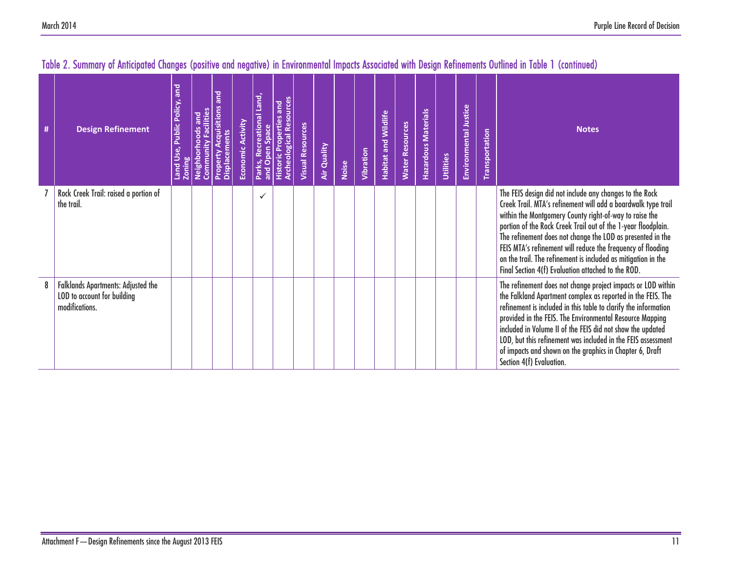## Table 2. Summary of Anticipated Changes (positive and negative) in Environmental Impacts Associated with Design Refinements Outlined in Table 1 (continued)

| # | Design Refinement | Land Use, Public Policy, and Zoning | Neighborhoods and Community Facilities | Property Acquisitions and Displacements | Economic Activity | Parks, Recreational Land, and Open Space | Historic Properties and Archeological Resources | Visual Resources | Air Quality | Noise | Vibration | Habitat and Wildlife | Water Resources | Hazardous Materials | Utilities | Environmental Justice | Transportation | Notes |
|---|---|---|---|---|---|---|---|---|---|---|---|---|---|---|---|---|---|---|
| 7 | Rock Creek Trail: raised a portion of the trail. | | | | | ✓ | | | | | | | | | | | | The FEIS design did not include any changes to the Rock Creek Trail. MTA's refinement will add a boardwalk type trail within the Montgomery County right-of-way to raise the portion of the Rock Creek Trail out of the 1-year floodplain. The refinement does not change the LOD as presented in the FEIS MTA's refinement will reduce the frequency of flooding on the trail. The refinement is included as mitigation in the Final Section 4(f) Evaluation attached to the ROD. |
| 8 | Falklands Apartments: Adjusted the LOD to account for building modifications. | | | | | | | | | | | | | | | | | The refinement does not change project impacts or LOD within the Falkland Apartment complex as reported in the FEIS. The refinement is included in this table to clarify the information provided in the FEIS. The Environmental Resource Mapping included in Volume II of the FEIS did not show the updated LOD, but this refinement was included in the FEIS assessment of impacts and shown on the graphics in Chapter 6, Draft Section 4(f) Evaluation. |